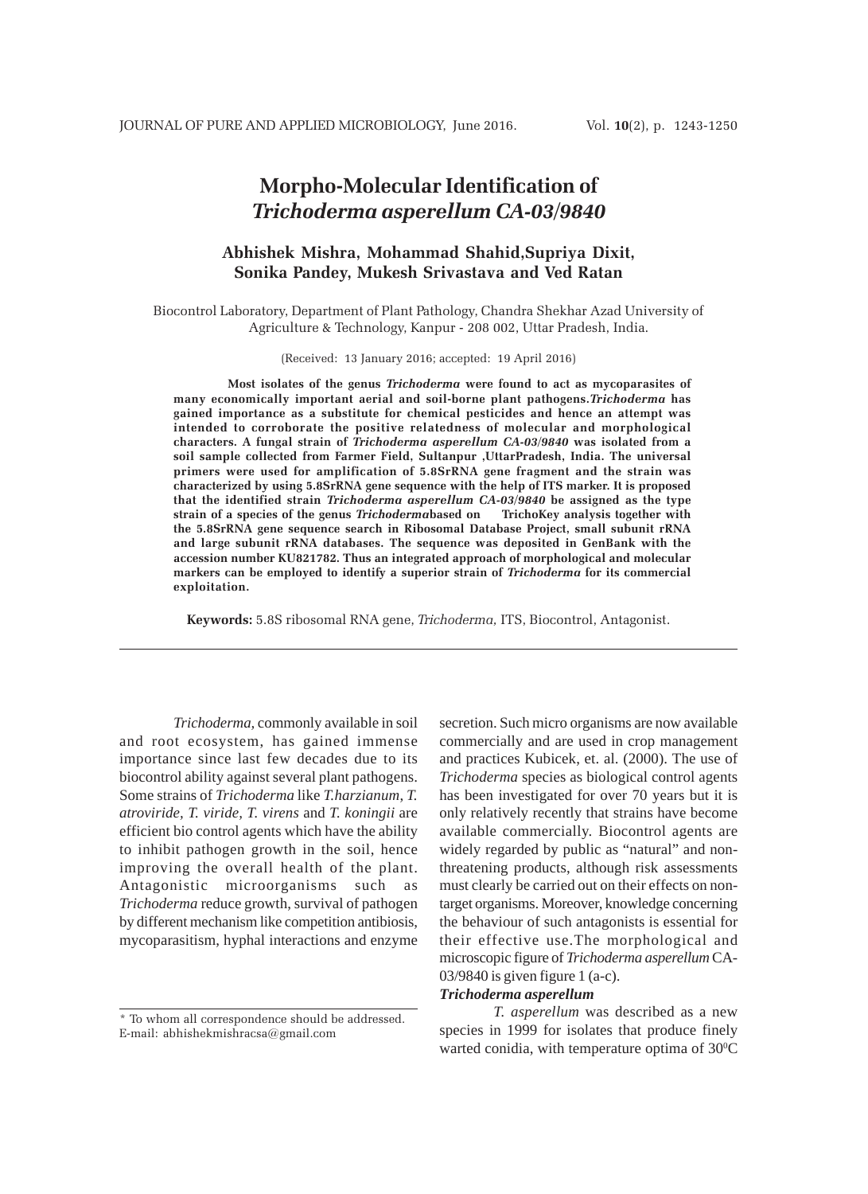# Morpho-Molecular Identification of *Trichoderma asperellum CA-03/9840*

**Abhishek Mishra, Mohammad Shahid,Supriya Dixit, Sonika Pandey, Mukesh Srivastava and Ved Ratan**

Biocontrol Laboratory, Department of Plant Pathology, Chandra Shekhar Azad University of Agriculture & Technology, Kanpur - 208 002, Uttar Pradesh, India.

(Received: 13 January 2016; accepted: 19 April 2016)

**Most isolates of the genus *Trichoderma* were found to act as mycoparasites of many economically important aerial and soil-borne plant pathogens.*Trichoderma* has gained importance as a substitute for chemical pesticides and hence an attempt was intended to corroborate the positive relatedness of molecular and morphological characters. A fungal strain of *Trichoderma asperellum CA-03/9840* was isolated from a soil sample collected from Farmer Field, Sultanpur ,UttarPradesh, India. The universal primers were used for amplification of 5.8SrRNA gene fragment and the strain was characterized by using 5.8SrRNA gene sequence with the help of ITS marker. It is proposed that the identified strain *Trichoderma asperellum CA-03/9840* be assigned as the type strain of a species of the genus *Trichoderma*based on TrichoKey analysis together with the 5.8SrRNA gene sequence search in Ribosomal Database Project, small subunit rRNA and large subunit rRNA databases. The sequence was deposited in GenBank with the accession number KU821782. Thus an integrated approach of morphological and molecular markers can be employed to identify a superior strain of *Trichoderma* for its commercial exploitation.**

**Keywords:** 5.8S ribosomal RNA gene, *Trichoderma,* ITS, Biocontrol, Antagonist.

---

*Trichoderma,* commonly available in soil and root ecosystem, has gained immense importance since last few decades due to its biocontrol ability against several plant pathogens. Some strains of *Trichoderma* like *T.harzianum*, *T. atroviride, T. viride, T. virens* and *T. koningii* are efficient bio control agents which have the ability to inhibit pathogen growth in the soil, hence improving the overall health of the plant. Antagonistic microorganisms such as *Trichoderma* reduce growth, survival of pathogen by different mechanism like competition antibiosis, mycoparasitism, hyphal interactions and enzyme secretion. Such micro organisms are now available commercially and are used in crop management and practices Kubicek, et. al. (2000). The use of *Trichoderma* species as biological control agents has been investigated for over 70 years but it is only relatively recently that strains have become available commercially. Biocontrol agents are widely regarded by public as "natural" and non-threatening products, although risk assessments must clearly be carried out on their effects on non-target organisms. Moreover, knowledge concerning the behaviour of such antagonists is essential for their effective use.The morphological and microscopic figure of *Trichoderma asperellum* CA-03/9840 is given figure 1 (a-c).

***Trichoderma asperellum***

*T. asperellum* was described as a new species in 1999 for isolates that produce finely warted conidia, with temperature optima of 30$^{0}$C

---

* To whom all correspondence should be addressed.
E-mail: abhishekmishracsa@gmail.com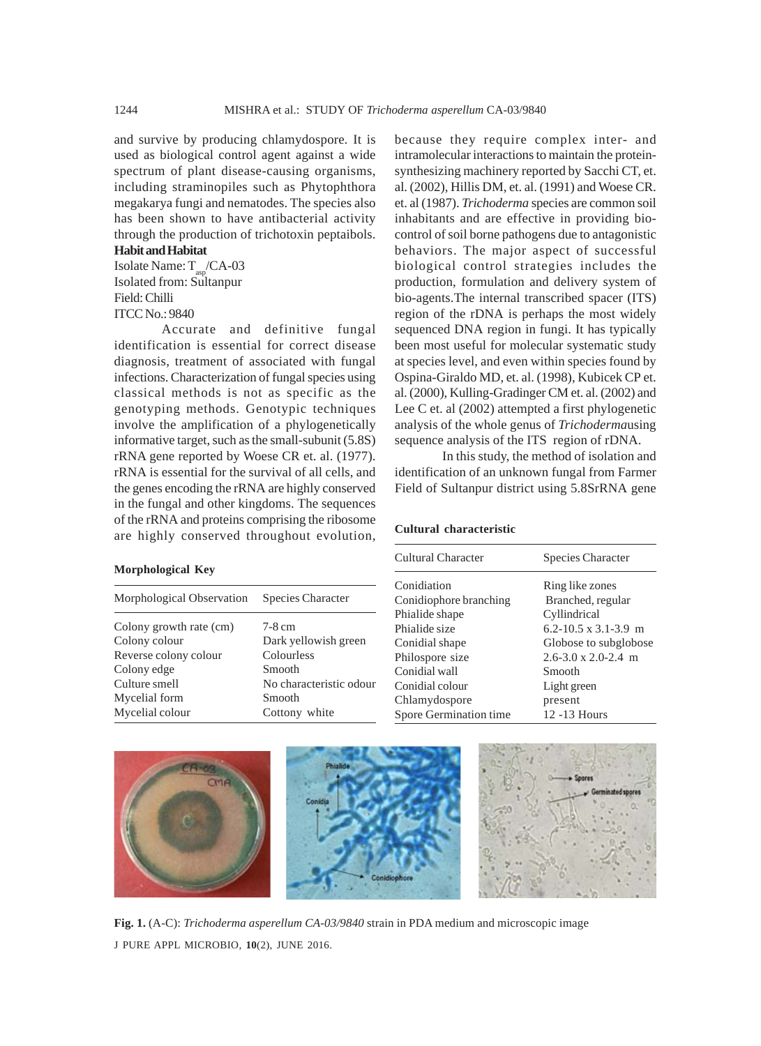and survive by producing chlamydospore. It is used as biological control agent against a wide spectrum of plant disease-causing organisms, including straminopiles such as Phytophthora megakarya fungi and nematodes. The species also has been shown to have antibacterial activity through the production of trichotoxin peptaibols.

**Habit and Habitat**

Isolate Name: $T_{asp}$/CA-03
Isolated from: Sultanpur
Field: Chilli
ITCC No.: 9840

Accurate and definitive fungal identification is essential for correct disease diagnosis, treatment of associated with fungal infections. Characterization of fungal species using classical methods is not as specific as the genotyping methods. Genotypic techniques involve the amplification of a phylogenetically informative target, such as the small-subunit (5.8S) rRNA gene reported by Woese CR et. al. (1977). rRNA is essential for the survival of all cells, and the genes encoding the rRNA are highly conserved in the fungal and other kingdoms. The sequences of the rRNA and proteins comprising the ribosome are highly conserved throughout evolution, because they require complex inter- and intramolecular interactions to maintain the protein-synthesizing machinery reported by Sacchi CT, et. al. (2002), Hillis DM, et. al. (1991) and Woese CR. et. al (1987). *Trichoderma* species are common soil inhabitants and are effective in providing bio-control of soil borne pathogens due to antagonistic behaviors. The major aspect of successful biological control strategies includes the production, formulation and delivery system of bio-agents.The internal transcribed spacer (ITS) region of the rDNA is perhaps the most widely sequenced DNA region in fungi. It has typically been most useful for molecular systematic study at species level, and even within species found by Ospina-Giraldo MD, et. al. (1998), Kubicek CP et. al. (2000), Kulling-Gradinger CM et. al. (2002) and Lee C et. al (2002) attempted a first phylogenetic analysis of the whole genus of *Trichoderma*using sequence analysis of the ITS region of rDNA.

In this study, the method of isolation and identification of an unknown fungal from Farmer Field of Sultanpur district using 5.8SrRNA gene

**Morphological Key**

| Morphological Observation | Species Character |
|---|---|
| Colony growth rate (cm) | 7-8 cm |
| Colony colour | Dark yellowish green |
| Reverse colony colour | Colourless |
| Colony edge | Smooth |
| Culture smell | No characteristic odour |
| Mycelial form | Smooth |
| Mycelial colour | Cottony white |

**Cultural characteristic**

| Cultural Character | Species Character |
|---|---|
| Conidiation | Ring like zones |
| Conidiophore branching | Branched, regular |
| Phialide shape | Cyllindrical |
| Phialide size | 6.2-10.5 x 3.1-3.9 m |
| Conidial shape | Globose to subglobose |
| Philospore size | 2.6-3.0 x 2.0-2.4 m |
| Conidial wall | Smooth |
| Conidial colour | Light green |
| Chlamydospore | present |
| Spore Germination time | 12 -13 Hours |

**Fig. 1.** (A-C): *Trichoderma asperellum CA-03/9840* strain in PDA medium and microscopic image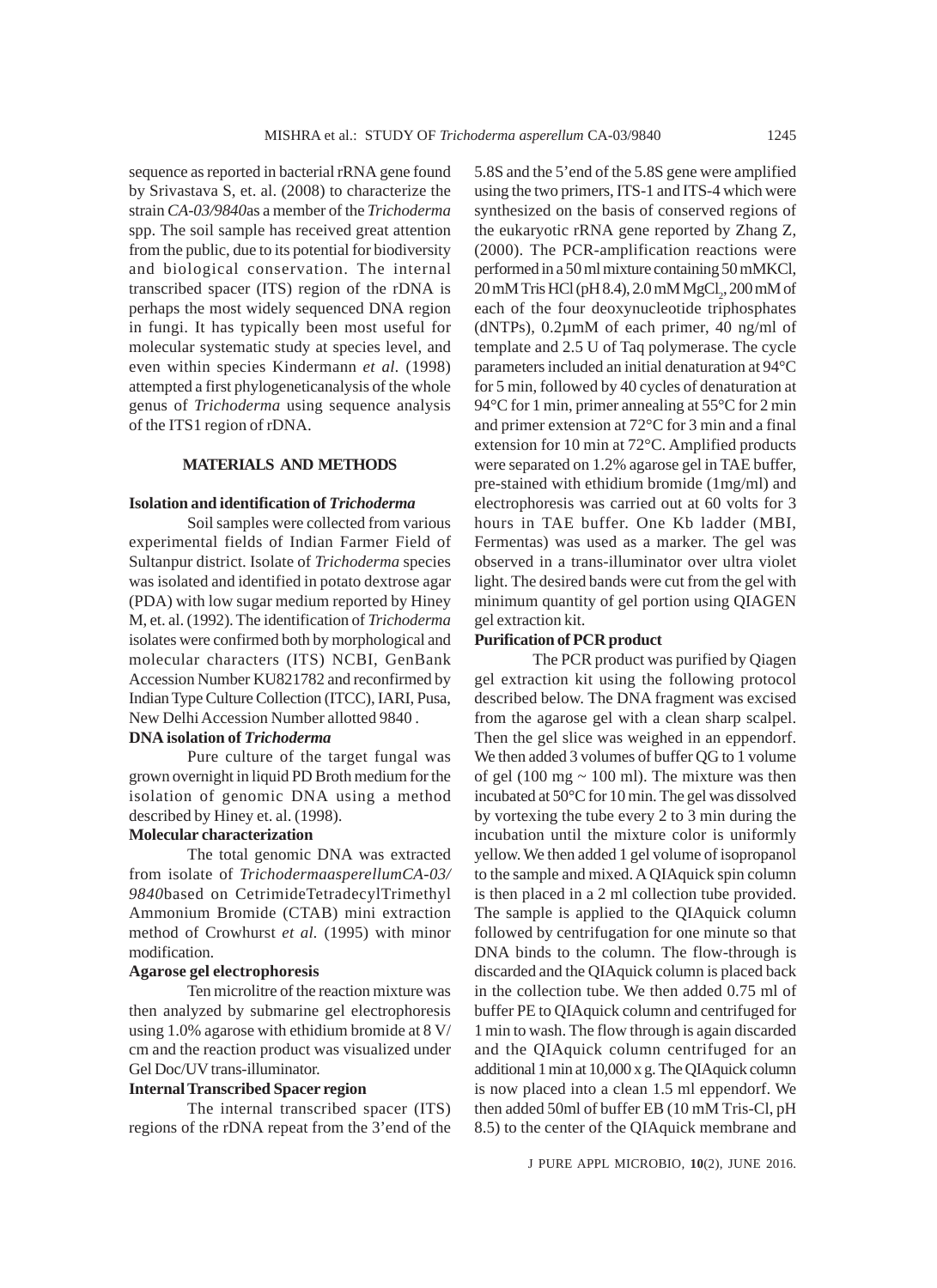sequence as reported in bacterial rRNA gene found by Srivastava S, et. al. (2008) to characterize the strain *CA-03/9840*as a member of the *Trichoderma* spp. The soil sample has received great attention from the public, due to its potential for biodiversity and biological conservation. The internal transcribed spacer (ITS) region of the rDNA is perhaps the most widely sequenced DNA region in fungi. It has typically been most useful for molecular systematic study at species level, and even within species Kindermann *et al.* (1998) attempted a first phylogeneticanalysis of the whole genus of *Trichoderma* using sequence analysis of the ITS1 region of rDNA.

## MATERIALS AND METHODS

### Isolation and identification of *Trichoderma*

Soil samples were collected from various experimental fields of Indian Farmer Field of Sultanpur district. Isolate of *Trichoderma* species was isolated and identified in potato dextrose agar (PDA) with low sugar medium reported by Hiney M, et. al. (1992). The identification of *Trichoderma* isolates were confirmed both by morphological and molecular characters (ITS) NCBI, GenBank Accession Number KU821782 and reconfirmed by Indian Type Culture Collection (ITCC), IARI, Pusa, New Delhi Accession Number allotted 9840 .

### DNA isolation of *Trichoderma*

Pure culture of the target fungal was grown overnight in liquid PD Broth medium for the isolation of genomic DNA using a method described by Hiney et. al. (1998).

### Molecular characterization

The total genomic DNA was extracted from isolate of *TrichodermaasperellumCA-03/ 9840*based on CetrimideTetradecylTrimethyl Ammonium Bromide (CTAB) mini extraction method of Crowhurst *et al.* (1995) with minor modification.

### Agarose gel electrophoresis

Ten microlitre of the reaction mixture was then analyzed by submarine gel electrophoresis using 1.0% agarose with ethidium bromide at 8 V/ cm and the reaction product was visualized under Gel Doc/UV trans-illuminator.

### Internal Transcribed Spacer region

The internal transcribed spacer (ITS) regions of the rDNA repeat from the 3'end of the 5.8S and the 5'end of the 5.8S gene were amplified using the two primers, ITS-1 and ITS-4 which were synthesized on the basis of conserved regions of the eukaryotic rRNA gene reported by Zhang Z, (2000). The PCR-amplification reactions were performed in a 50 ml mixture containing 50 mMKCl, 20 mM Tris HCl (pH 8.4), 2.0 mM $MgCl_2$, 200 mM of each of the four deoxynucleotide triphosphates (dNTPs), 0.2µmM of each primer, 40 ng/ml of template and 2.5 U of Taq polymerase. The cycle parameters included an initial denaturation at 94°C for 5 min, followed by 40 cycles of denaturation at 94°C for 1 min, primer annealing at 55°C for 2 min and primer extension at 72°C for 3 min and a final extension for 10 min at 72°C. Amplified products were separated on 1.2% agarose gel in TAE buffer, pre-stained with ethidium bromide (1mg/ml) and electrophoresis was carried out at 60 volts for 3 hours in TAE buffer. One Kb ladder (MBI, Fermentas) was used as a marker. The gel was observed in a trans-illuminator over ultra violet light. The desired bands were cut from the gel with minimum quantity of gel portion using QIAGEN gel extraction kit.

### Purification of PCR product

The PCR product was purified by Qiagen gel extraction kit using the following protocol described below. The DNA fragment was excised from the agarose gel with a clean sharp scalpel. Then the gel slice was weighed in an eppendorf. We then added 3 volumes of buffer QG to 1 volume of gel (100 mg ~ 100 ml). The mixture was then incubated at 50°C for 10 min. The gel was dissolved by vortexing the tube every 2 to 3 min during the incubation until the mixture color is uniformly yellow. We then added 1 gel volume of isopropanol to the sample and mixed. A QIAquick spin column is then placed in a 2 ml collection tube provided. The sample is applied to the QIAquick column followed by centrifugation for one minute so that DNA binds to the column. The flow-through is discarded and the QIAquick column is placed back in the collection tube. We then added 0.75 ml of buffer PE to QIAquick column and centrifuged for 1 min to wash. The flow through is again discarded and the QIAquick column centrifuged for an additional 1 min at 10,000 x g. The QIAquick column is now placed into a clean 1.5 ml eppendorf. We then added 50ml of buffer EB (10 mM Tris-Cl, pH 8.5) to the center of the QIAquick membrane and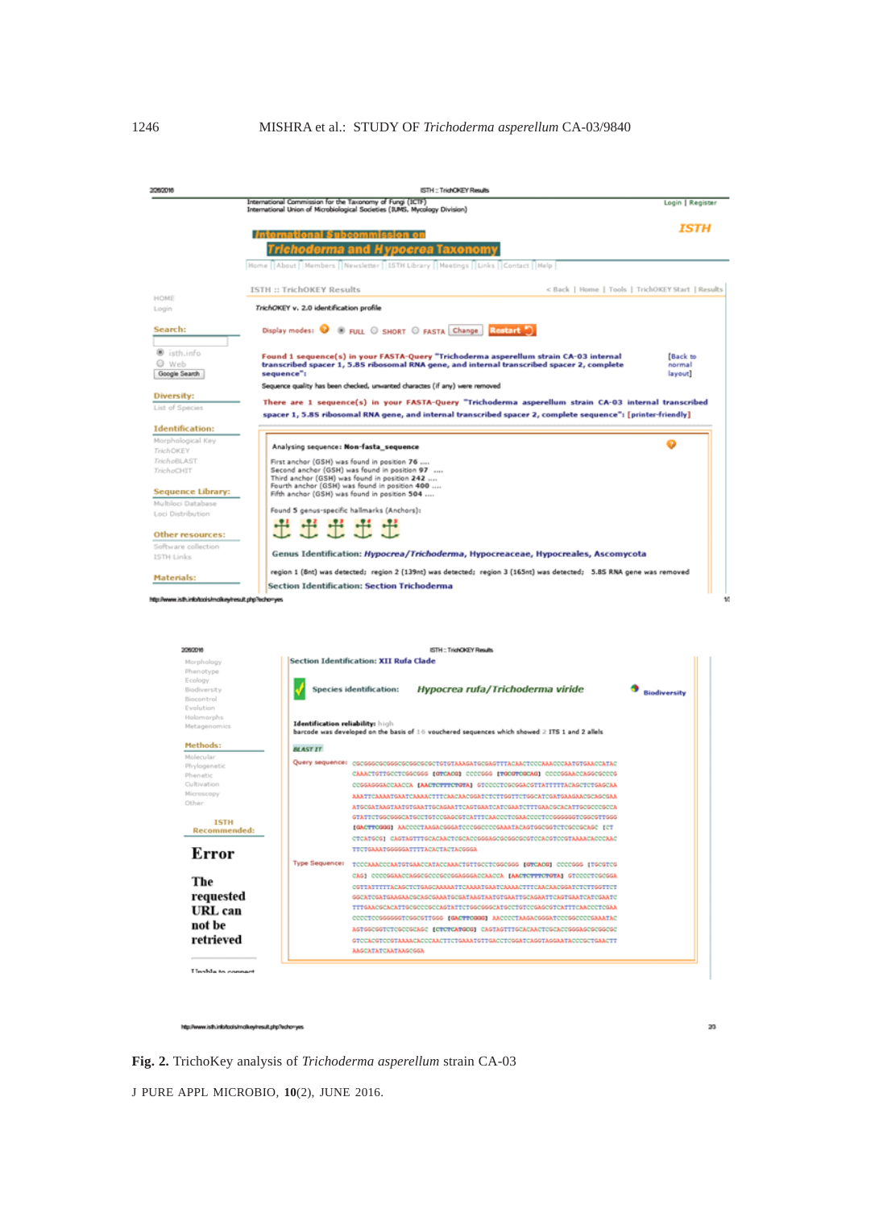**Fig. 2.** TrichoKey analysis of *Trichoderma asperellum* strain CA-03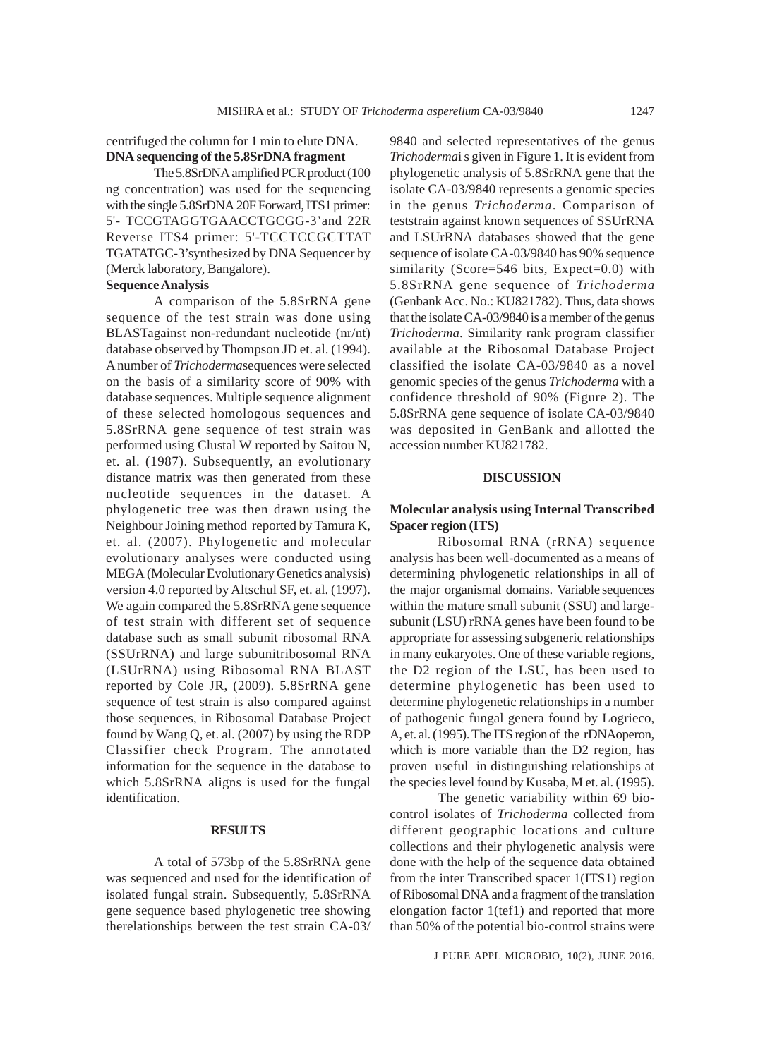centrifuged the column for 1 min to elute DNA.

**DNA sequencing of the 5.8SrDNA fragment**

The 5.8SrDNA amplified PCR product (100 ng concentration) was used for the sequencing with the single 5.8SrDNA 20F Forward, ITS1 primer: 5'- TCCGTAGGTGAACCTGCGG-3'and 22R Reverse ITS4 primer: 5'-TCCTCCGCTTAT TGATATGC-3'synthesized by DNA Sequencer by (Merck laboratory, Bangalore).

**Sequence Analysis**

A comparison of the 5.8SrRNA gene sequence of the test strain was done using BLASTagainst non-redundant nucleotide (nr/nt) database observed by Thompson JD et. al. (1994). A number of *Trichoderma*sequences were selected on the basis of a similarity score of 90% with database sequences. Multiple sequence alignment of these selected homologous sequences and 5.8SrRNA gene sequence of test strain was performed using Clustal W reported by Saitou N, et. al. (1987). Subsequently, an evolutionary distance matrix was then generated from these nucleotide sequences in the dataset. A phylogenetic tree was then drawn using the Neighbour Joining method reported by Tamura K, et. al. (2007). Phylogenetic and molecular evolutionary analyses were conducted using MEGA (Molecular Evolutionary Genetics analysis) version 4.0 reported by Altschul SF, et. al. (1997). We again compared the 5.8SrRNA gene sequence of test strain with different set of sequence database such as small subunit ribosomal RNA (SSUrRNA) and large subunitribosomal RNA (LSUrRNA) using Ribosomal RNA BLAST reported by Cole JR, (2009). 5.8SrRNA gene sequence of test strain is also compared against those sequences, in Ribosomal Database Project found by Wang Q, et. al. (2007) by using the RDP Classifier check Program. The annotated information for the sequence in the database to which 5.8SrRNA aligns is used for the fungal identification.

## RESULTS

A total of 573bp of the 5.8SrRNA gene was sequenced and used for the identification of isolated fungal strain. Subsequently, 5.8SrRNA gene sequence based phylogenetic tree showing therelationships between the test strain CA-03/9840 and selected representatives of the genus *Trichoderma*i s given in Figure 1. It is evident from phylogenetic analysis of 5.8SrRNA gene that the isolate CA-03/9840 represents a genomic species in the genus *Trichoderma*. Comparison of teststrain against known sequences of SSUrRNA and LSUrRNA databases showed that the gene sequence of isolate CA-03/9840 has 90% sequence similarity (Score=546 bits, Expect=0.0) with 5.8SrRNA gene sequence of *Trichoderma* (Genbank Acc. No.: KU821782). Thus, data shows that the isolate CA-03/9840 is a member of the genus *Trichoderma*. Similarity rank program classifier available at the Ribosomal Database Project classified the isolate CA-03/9840 as a novel genomic species of the genus *Trichoderma* with a confidence threshold of 90% (Figure 2). The 5.8SrRNA gene sequence of isolate CA-03/9840 was deposited in GenBank and allotted the accession number KU821782.

## DISCUSSION

### Molecular analysis using Internal Transcribed Spacer region (ITS)

Ribosomal RNA (rRNA) sequence analysis has been well-documented as a means of determining phylogenetic relationships in all of the major organismal domains. Variable sequences within the mature small subunit (SSU) and large-subunit (LSU) rRNA genes have been found to be appropriate for assessing subgeneric relationships in many eukaryotes. One of these variable regions, the D2 region of the LSU, has been used to determine phylogenetic has been used to determine phylogenetic relationships in a number of pathogenic fungal genera found by Logrieco, A, et. al. (1995). The ITS region of the rDNAoperon, which is more variable than the D2 region, has proven useful in distinguishing relationships at the species level found by Kusaba, M et. al. (1995).

The genetic variability within 69 bio-control isolates of *Trichoderma* collected from different geographic locations and culture collections and their phylogenetic analysis were done with the help of the sequence data obtained from the inter Transcribed spacer 1(ITS1) region of Ribosomal DNA and a fragment of the translation elongation factor 1(tef1) and reported that more than 50% of the potential bio-control strains were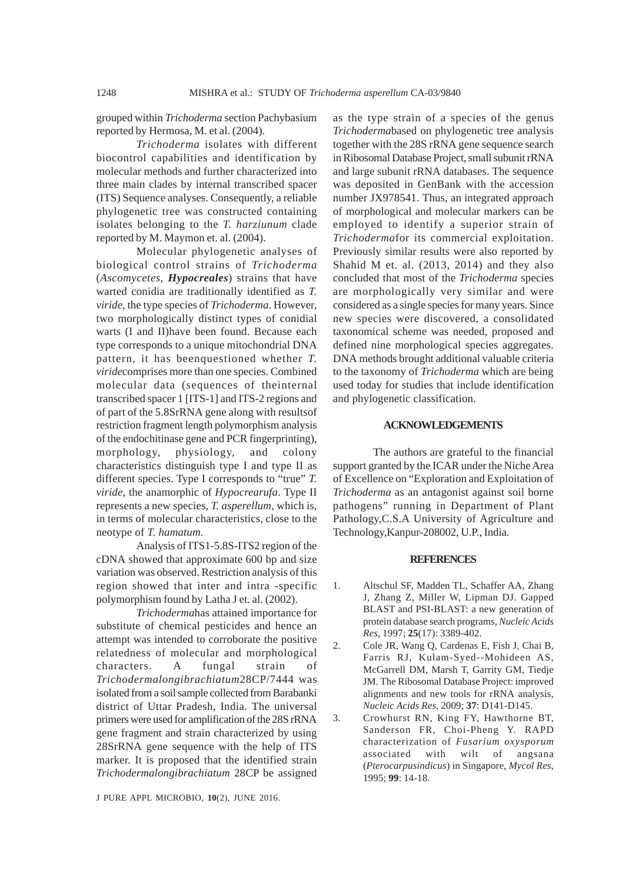grouped within *Trichoderma* section Pachybasium reported by Hermosa, M. et al. (2004).

*Trichoderma* isolates with different biocontrol capabilities and identification by molecular methods and further characterized into three main clades by internal transcribed spacer (ITS) Sequence analyses. Consequently, a reliable phylogenetic tree was constructed containing isolates belonging to the *T. harziunum* clade reported by M. Maymon et. al. (2004).

Molecular phylogenetic analyses of biological control strains of *Trichoderma* (*Ascomycetes*, ***Hypocreales***) strains that have warted conidia are traditionally identified as *T. viride*, the type species of *Trichoderma*. However, two morphologically distinct types of conidial warts (I and II)have been found. Because each type corresponds to a unique mitochondrial DNA pattern, it has beenquestioned whether *T. viride*comprises more than one species. Combined molecular data (sequences of theinternal transcribed spacer 1 [ITS-1] and ITS-2 regions and of part of the 5.8SrRNA gene along with resultsof restriction fragment length polymorphism analysis of the endochitinase gene and PCR fingerprinting), morphology, physiology, and colony characteristics distinguish type I and type II as different species. Type I corresponds to "true" *T. viride*, the anamorphic of *Hypocrearufa*. Type II represents a new species, *T. asperellum*, which is, in terms of molecular characteristics, close to the neotype of *T. hamatum*.

Analysis of ITS1-5.8S-ITS2 region of the cDNA showed that approximate 600 bp and size variation was observed. Restriction analysis of this region showed that inter and intra -specific polymorphism found by Latha J et. al. (2002).

*Trichoderma*has attained importance for substitute of chemical pesticides and hence an attempt was intended to corroborate the positive relatedness of molecular and morphological characters. A fungal strain of *Trichodermalongibrachiatum*28CP/7444 was isolated from a soil sample collected from Barabanki district of Uttar Pradesh, India. The universal primers were used for amplification of the 28S rRNA gene fragment and strain characterized by using 28SrRNA gene sequence with the help of ITS marker. It is proposed that the identified strain *Trichodermalongibrachiatum* 28CP be assigned as the type strain of a species of the genus *Trichoderma*based on phylogenetic tree analysis together with the 28S rRNA gene sequence search in Ribosomal Database Project, small subunit rRNA and large subunit rRNA databases. The sequence was deposited in GenBank with the accession number JX978541. Thus, an integrated approach of morphological and molecular markers can be employed to identify a superior strain of *Trichoderma*for its commercial exploitation. Previously similar results were also reported by Shahid M et. al. (2013, 2014) and they also concluded that most of the *Trichoderma* species are morphologically very similar and were considered as a single species for many years. Since new species were discovered, a consolidated taxonomical scheme was needed, proposed and defined nine morphological species aggregates. DNA methods brought additional valuable criteria to the taxonomy of *Trichoderma* which are being used today for studies that include identification and phylogenetic classification.

## ACKNOWLEDGEMENTS

The authors are grateful to the financial support granted by the ICAR under the Niche Area of Excellence on "Exploration and Exploitation of *Trichoderma* as an antagonist against soil borne pathogens" running in Department of Plant Pathology,C.S.A University of Agriculture and Technology,Kanpur-208002, U.P., India.

## REFERENCES

1. Altschul SF, Madden TL, Schaffer AA, Zhang J, Zhang Z, Miller W, Lipman DJ. Gapped BLAST and PSI-BLAST: a new generation of protein database search programs, *Nucleic Acids Res*, 1997; **25**(17): 3389-402.
2. Cole JR, Wang Q, Cardenas E, Fish J, Chai B, Farris RJ, Kulam-Syed--Mohideen AS, McGarrell DM, Marsh T, Garrity GM, Tiedje JM. The Ribosomal Database Project: improved alignments and new tools for rRNA analysis, *Nucleic Acids Res*, 2009; **37**: D141-D145.
3. Crowhurst RN, King FY, Hawthorne BT, Sanderson FR, Choi-Pheng Y. RAPD characterization of *Fusarium oxysporum* associated with wilt of angsana (*Pterocarpusindicus*) in Singapore, *Mycol Res*, 1995; **99**: 14-18.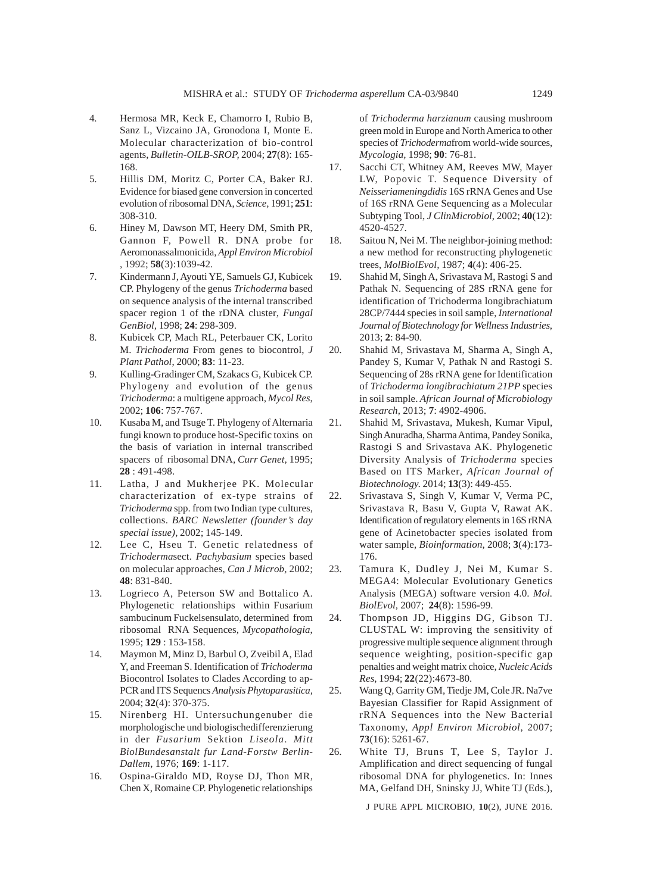4. Hermosa MR, Keck E, Chamorro I, Rubio B, Sanz L, Vizcaino JA, Gronodona I, Monte E. Molecular characterization of bio-control agents, *Bulletin-OILB-SROP*, 2004; **27**(8): 165-168.
5. Hillis DM, Moritz C, Porter CA, Baker RJ. Evidence for biased gene conversion in concerted evolution of ribosomal DNA, *Science*, 1991; **251**: 308-310.
6. Hiney M, Dawson MT, Heery DM, Smith PR, Gannon F, Powell R. DNA probe for Aeromonassalmonicida, *Appl Environ Microbiol*, 1992; **58**(3):1039-42.
7. Kindermann J, Ayouti YE, Samuels GJ, Kubicek CP. Phylogeny of the genus *Trichoderma* based on sequence analysis of the internal transcribed spacer region 1 of the rDNA cluster, *Fungal GenBiol*, 1998; **24**: 298-309.
8. Kubicek CP, Mach RL, Peterbauer CK, Lorito M. *Trichoderma* From genes to biocontrol, *J Plant Pathol*, 2000; **83**: 11-23.
9. Kulling-Gradinger CM, Szakacs G, Kubicek CP. Phylogeny and evolution of the genus *Trichoderma*: a multigene approach, *Mycol Res*, 2002; **106**: 757-767.
10. Kusaba M, and Tsuge T. Phylogeny of Alternaria fungi known to produce host-Specific toxins on the basis of variation in internal transcribed spacers of ribosomal DNA, *Curr Genet*, 1995; **28** : 491-498.
11. Latha, J and Mukherjee PK. Molecular characterization of ex-type strains of *Trichoderma* spp. from two Indian type cultures, collections. *BARC Newsletter (founder's day special issue)*, 2002; 145-149.
12. Lee C, Hseu T. Genetic relatedness of *Trichoderma*sect. *Pachybasium* species based on molecular approaches, *Can J Microb*, 2002; **48**: 831-840.
13. Logrieco A, Peterson SW and Bottalico A. Phylogenetic relationships within Fusarium sambucinum Fuckelsensulato, determined from ribosomal RNA Sequences, *Mycopathologia*, 1995; **129** : 153-158.
14. Maymon M, Minz D, Barbul O, Zveibil A, Elad Y, and Freeman S. Identification of *Trichoderma* Biocontrol Isolates to Clades According to ap-PCR and ITS Sequencs *Analysis Phytoparasitica*, 2004; **32**(4): 370-375.
15. Nirenberg HI. Untersuchungenuber die morphologische und biologischedifferenzierung in der *Fusarium* Sektion *Liseola*. *Mitt BiolBundesanstalt fur Land-Forstw Berlin-Dallem*, 1976; **169**: 1-117.
16. Ospina-Giraldo MD, Royse DJ, Thon MR, Chen X, Romaine CP. Phylogenetic relationships of *Trichoderma harzianum* causing mushroom green mold in Europe and North America to other species of *Trichoderma*from world-wide sources, *Mycologia*, 1998; **90**: 76-81.
17. Sacchi CT, Whitney AM, Reeves MW, Mayer LW, Popovic T. Sequence Diversity of *Neisseriameningdidis* 16S rRNA Genes and Use of 16S rRNA Gene Sequencing as a Molecular Subtyping Tool, *J ClinMicrobiol*, 2002; **40**(12): 4520-4527.
18. Saitou N, Nei M. The neighbor-joining method: a new method for reconstructing phylogenetic trees, *MolBiolEvol*, 1987; **4**(4): 406-25.
19. Shahid M, Singh A, Srivastava M, Rastogi S and Pathak N. Sequencing of 28S rRNA gene for identification of Trichoderma longibrachiatum 28CP/7444 species in soil sample, *International Journal of Biotechnology for Wellness Industries*, 2013; **2**: 84-90.
20. Shahid M, Srivastava M, Sharma A, Singh A, Pandey S, Kumar V, Pathak N and Rastogi S. Sequencing of 28s rRNA gene for Identification of *Trichoderma longibrachiatum 21PP* species in soil sample. *African Journal of Microbiology Research*, 2013; **7**: 4902-4906.
21. Shahid M, Srivastava, Mukesh, Kumar Vipul, Singh Anuradha, Sharma Antima, Pandey Sonika, Rastogi S and Srivastava AK. Phylogenetic Diversity Analysis of *Trichoderma* species Based on ITS Marker, *African Journal of Biotechnology*. 2014; **13**(3): 449-455.
22. Srivastava S, Singh V, Kumar V, Verma PC, Srivastava R, Basu V, Gupta V, Rawat AK. Identification of regulatory elements in 16S rRNA gene of Acinetobacter species isolated from water sample, *Bioinformation*, 2008; **3**(4):173-176.
23. Tamura K, Dudley J, Nei M, Kumar S. MEGA4: Molecular Evolutionary Genetics Analysis (MEGA) software version 4.0. *Mol. BiolEvol*, 2007; **24**(8): 1596-99.
24. Thompson JD, Higgins DG, Gibson TJ. CLUSTAL W: improving the sensitivity of progressive multiple sequence alignment through sequence weighting, position-specific gap penalties and weight matrix choice, *Nucleic Acids Res*, 1994; **22**(22):4673-80.
25. Wang Q, Garrity GM, Tiedje JM, Cole JR. Na7ve Bayesian Classifier for Rapid Assignment of rRNA Sequences into the New Bacterial Taxonomy, *Appl Environ Microbiol*, 2007; **73**(16): 5261-67.
26. White TJ, Bruns T, Lee S, Taylor J. Amplification and direct sequencing of fungal ribosomal DNA for phylogenetics. In: Innes MA, Gelfand DH, Sninsky JJ, White TJ (Eds.),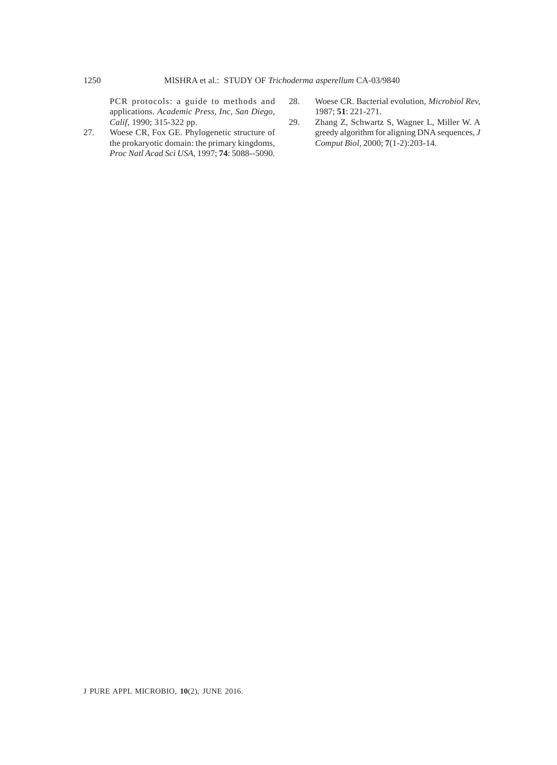PCR protocols: a guide to methods and applications. *Academic Press, Inc, San Diego, Calif*, 1990; 315-322 pp.

27. Woese CR, Fox GE. Phylogenetic structure of the prokaryotic domain: the primary kingdoms, *Proc Natl Acad Sci USA*, 1997; **74**: 5088--5090.

28. Woese CR. Bacterial evolution, *Microbiol Rev*, 1987; **51**: 221-271.

29. Zhang Z, Schwartz S, Wagner L, Miller W. A greedy algorithm for aligning DNA sequences, *J Comput Biol*, 2000; **7**(1-2):203-14.